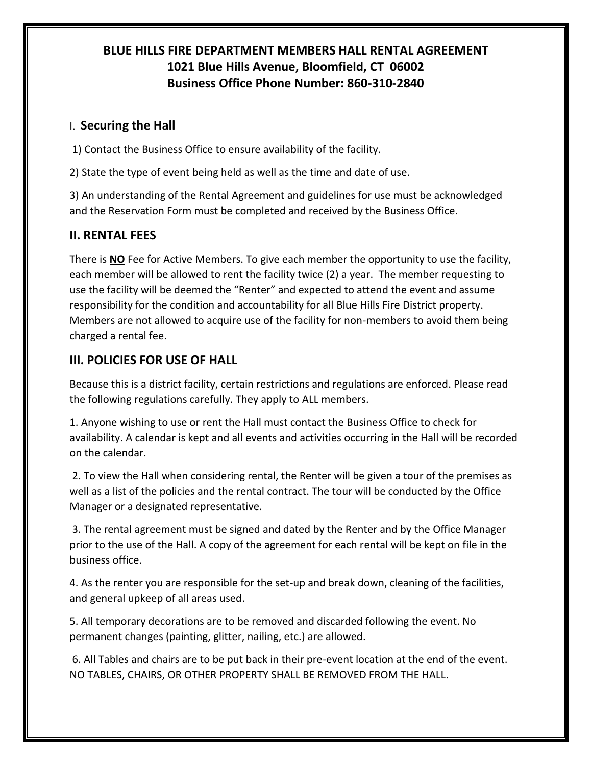# BLUE HILLS FIRE DEPARTMENT MEMBERS HALL RENTAL AGREEMENT
## 1021 Blue Hills Avenue, Bloomfield, CT 06002
## Business Office Phone Number: 860-310-2840

## I. **Securing the Hall**

1) Contact the Business Office to ensure availability of the facility.

2) State the type of event being held as well as the time and date of use.

3) An understanding of the Rental Agreement and guidelines for use must be acknowledged and the Reservation Form must be completed and received by the Business Office.

## II. RENTAL FEES

There is **NO** Fee for Active Members. To give each member the opportunity to use the facility, each member will be allowed to rent the facility twice (2) a year. The member requesting to use the facility will be deemed the "Renter" and expected to attend the event and assume responsibility for the condition and accountability for all Blue Hills Fire District property. Members are not allowed to acquire use of the facility for non-members to avoid them being charged a rental fee.

## III. POLICIES FOR USE OF HALL

Because this is a district facility, certain restrictions and regulations are enforced. Please read the following regulations carefully. They apply to ALL members.

1. Anyone wishing to use or rent the Hall must contact the Business Office to check for availability. A calendar is kept and all events and activities occurring in the Hall will be recorded on the calendar.

2. To view the Hall when considering rental, the Renter will be given a tour of the premises as well as a list of the policies and the rental contract. The tour will be conducted by the Office Manager or a designated representative.

3. The rental agreement must be signed and dated by the Renter and by the Office Manager prior to the use of the Hall. A copy of the agreement for each rental will be kept on file in the business office.

4. As the renter you are responsible for the set-up and break down, cleaning of the facilities, and general upkeep of all areas used.

5. All temporary decorations are to be removed and discarded following the event. No permanent changes (painting, glitter, nailing, etc.) are allowed.

6. All Tables and chairs are to be put back in their pre-event location at the end of the event. NO TABLES, CHAIRS, OR OTHER PROPERTY SHALL BE REMOVED FROM THE HALL.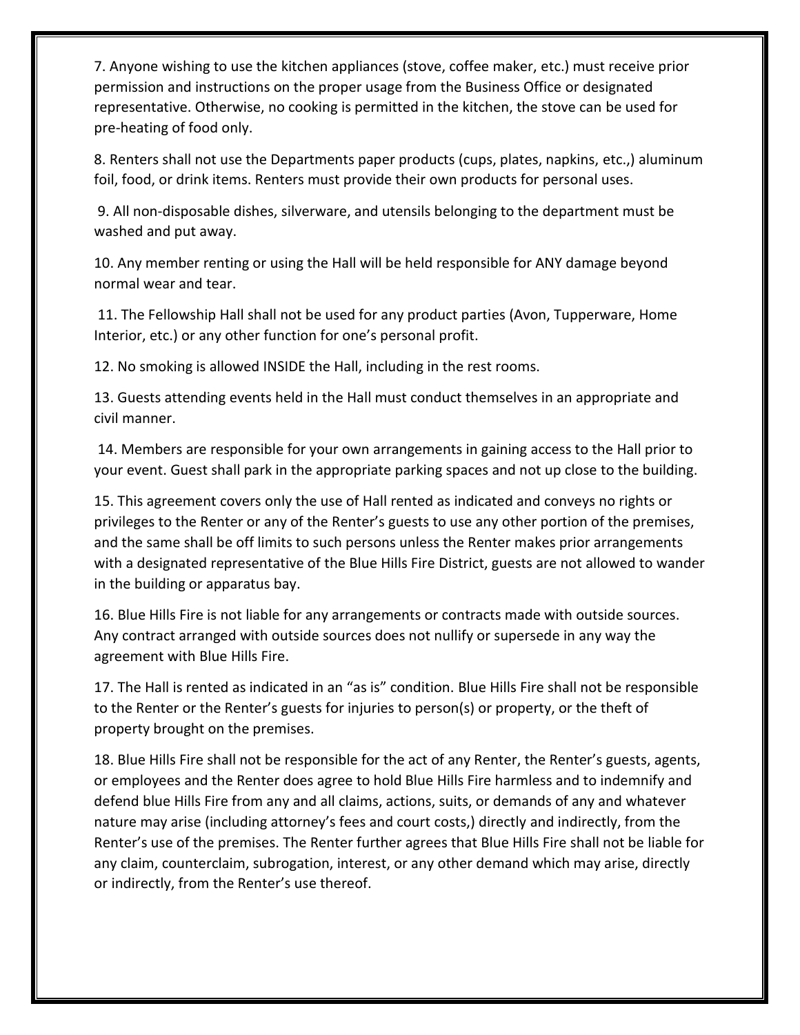7. Anyone wishing to use the kitchen appliances (stove, coffee maker, etc.) must receive prior permission and instructions on the proper usage from the Business Office or designated representative. Otherwise, no cooking is permitted in the kitchen, the stove can be used for pre-heating of food only.

8. Renters shall not use the Departments paper products (cups, plates, napkins, etc.,) aluminum foil, food, or drink items. Renters must provide their own products for personal uses.

9. All non-disposable dishes, silverware, and utensils belonging to the department must be washed and put away.

10. Any member renting or using the Hall will be held responsible for ANY damage beyond normal wear and tear.

11. The Fellowship Hall shall not be used for any product parties (Avon, Tupperware, Home Interior, etc.) or any other function for one's personal profit.

12. No smoking is allowed INSIDE the Hall, including in the rest rooms.

13. Guests attending events held in the Hall must conduct themselves in an appropriate and civil manner.

14. Members are responsible for your own arrangements in gaining access to the Hall prior to your event. Guest shall park in the appropriate parking spaces and not up close to the building.

15. This agreement covers only the use of Hall rented as indicated and conveys no rights or privileges to the Renter or any of the Renter's guests to use any other portion of the premises, and the same shall be off limits to such persons unless the Renter makes prior arrangements with a designated representative of the Blue Hills Fire District, guests are not allowed to wander in the building or apparatus bay.

16. Blue Hills Fire is not liable for any arrangements or contracts made with outside sources. Any contract arranged with outside sources does not nullify or supersede in any way the agreement with Blue Hills Fire.

17. The Hall is rented as indicated in an "as is" condition. Blue Hills Fire shall not be responsible to the Renter or the Renter's guests for injuries to person(s) or property, or the theft of property brought on the premises.

18. Blue Hills Fire shall not be responsible for the act of any Renter, the Renter's guests, agents, or employees and the Renter does agree to hold Blue Hills Fire harmless and to indemnify and defend blue Hills Fire from any and all claims, actions, suits, or demands of any and whatever nature may arise (including attorney's fees and court costs,) directly and indirectly, from the Renter's use of the premises. The Renter further agrees that Blue Hills Fire shall not be liable for any claim, counterclaim, subrogation, interest, or any other demand which may arise, directly or indirectly, from the Renter's use thereof.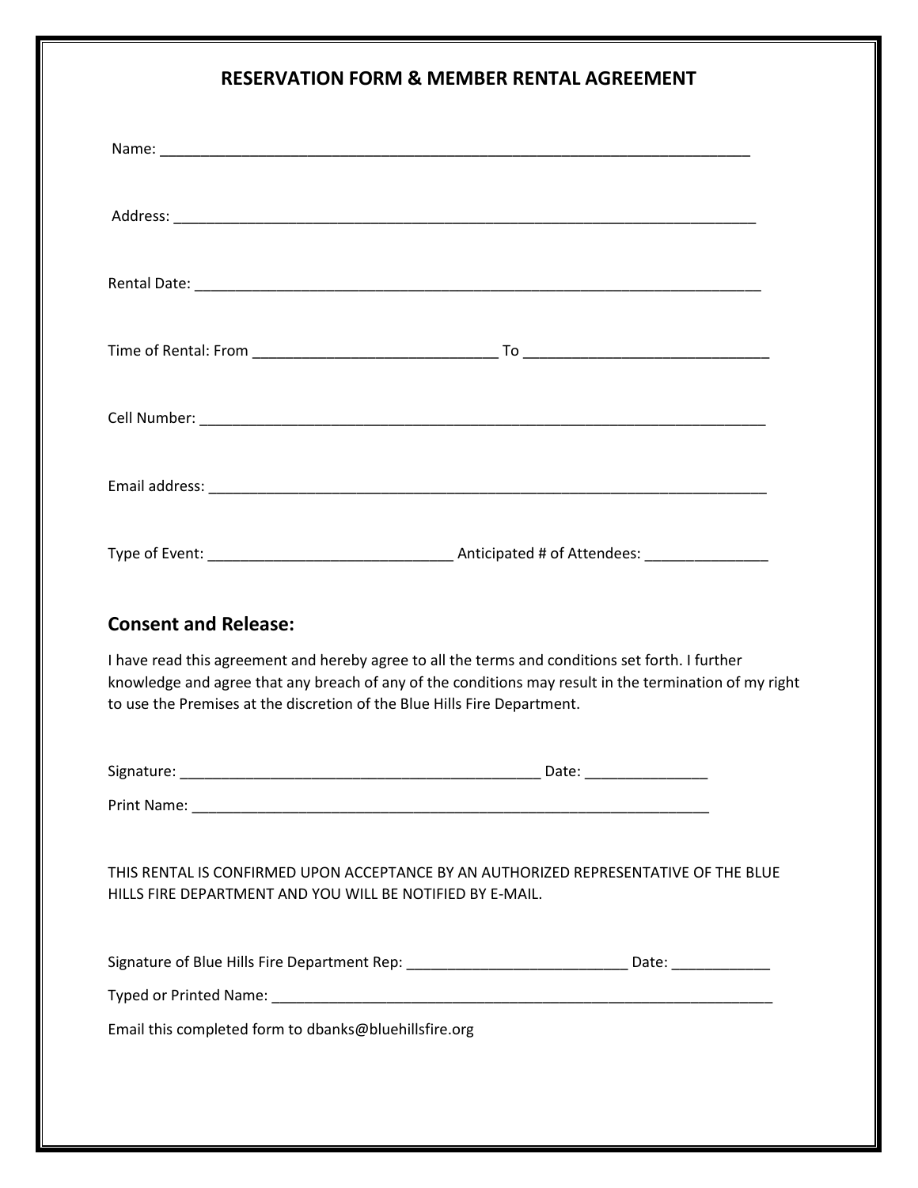## RESERVATION FORM & MEMBER RENTAL AGREEMENT

Name: ___________________________________________________________________________

Address: _________________________________________________________________________

Rental Date: ______________________________________________________________________

Time of Rental: From ______________________________ To ______________________________

Cell Number: _____________________________________________________________________

Email address: ____________________________________________________________________

Type of Event: ______________________________ Anticipated # of Attendees: _______________

### Consent and Release:

I have read this agreement and hereby agree to all the terms and conditions set forth. I further knowledge and agree that any breach of any of the conditions may result in the termination of my right to use the Premises at the discretion of the Blue Hills Fire Department.

Signature: _____________________________________________ Date: _______________

Print Name: ____________________________________________________________________

THIS RENTAL IS CONFIRMED UPON ACCEPTANCE BY AN AUTHORIZED REPRESENTATIVE OF THE BLUE HILLS FIRE DEPARTMENT AND YOU WILL BE NOTIFIED BY E-MAIL.

Signature of Blue Hills Fire Department Rep: ____________________________ Date: ____________

Typed or Printed Name: ______________________________________________________________

Email this completed form to dbanks@bluehillsfire.org